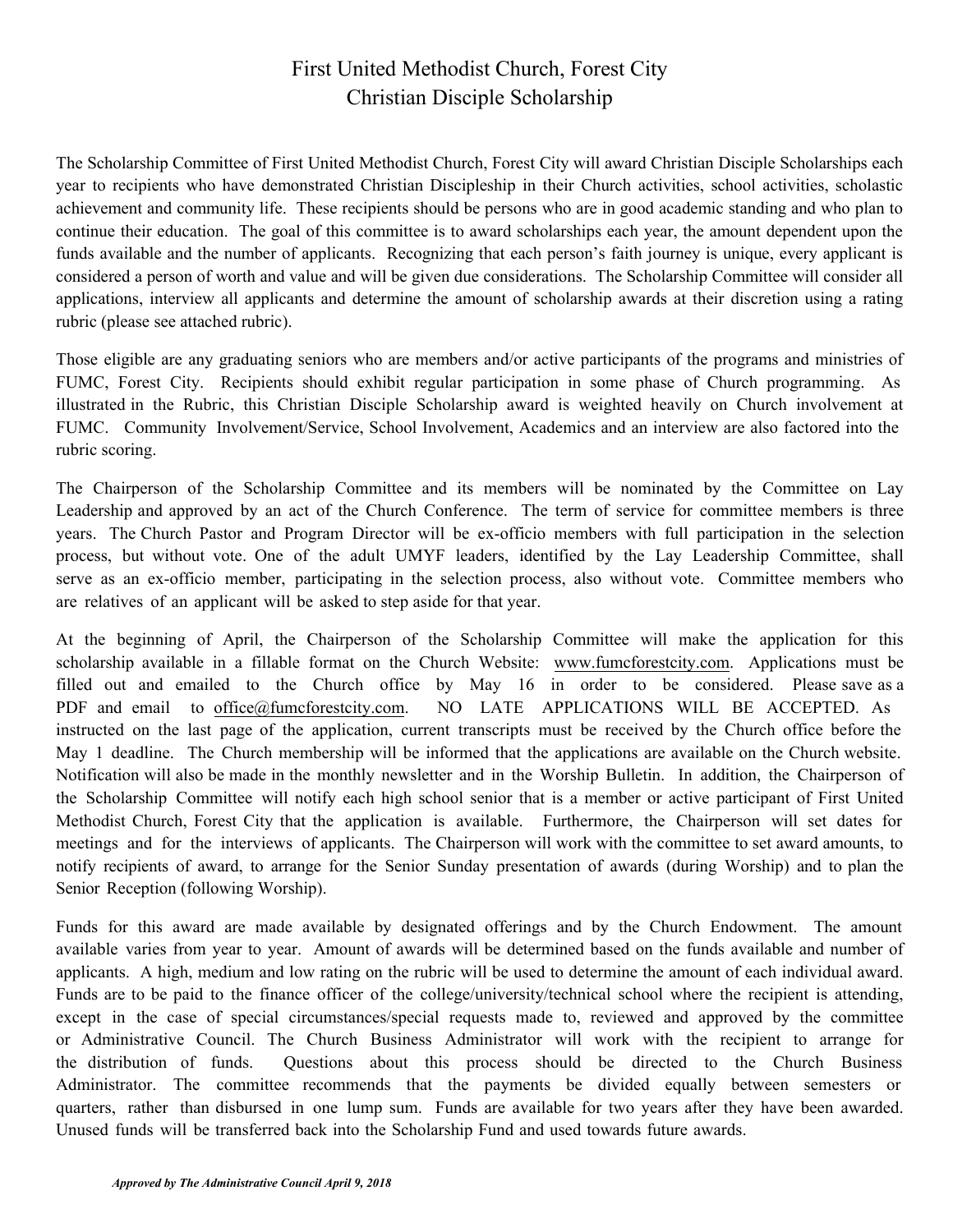# First United Methodist Church, Forest City
## Christian Disciple Scholarship

The Scholarship Committee of First United Methodist Church, Forest City will award Christian Disciple Scholarships each year to recipients who have demonstrated Christian Discipleship in their Church activities, school activities, scholastic achievement and community life. These recipients should be persons who are in good academic standing and who plan to continue their education. The goal of this committee is to award scholarships each year, the amount dependent upon the funds available and the number of applicants. Recognizing that each person's faith journey is unique, every applicant is considered a person of worth and value and will be given due considerations. The Scholarship Committee will consider all applications, interview all applicants and determine the amount of scholarship awards at their discretion using a rating rubric (please see attached rubric).

Those eligible are any graduating seniors who are members and/or active participants of the programs and ministries of FUMC, Forest City. Recipients should exhibit regular participation in some phase of Church programming. As illustrated in the Rubric, this Christian Disciple Scholarship award is weighted heavily on Church involvement at FUMC. Community Involvement/Service, School Involvement, Academics and an interview are also factored into the rubric scoring.

The Chairperson of the Scholarship Committee and its members will be nominated by the Committee on Lay Leadership and approved by an act of the Church Conference. The term of service for committee members is three years. The Church Pastor and Program Director will be ex-officio members with full participation in the selection process, but without vote. One of the adult UMYF leaders, identified by the Lay Leadership Committee, shall serve as an ex-officio member, participating in the selection process, also without vote. Committee members who are relatives of an applicant will be asked to step aside for that year.

At the beginning of April, the Chairperson of the Scholarship Committee will make the application for this scholarship available in a fillable format on the Church Website: www.fumcforestcity.com. Applications must be filled out and emailed to the Church office by May 16 in order to be considered. Please save as a PDF and email to office@fumcforestcity.com. NO LATE APPLICATIONS WILL BE ACCEPTED. As instructed on the last page of the application, current transcripts must be received by the Church office before the May 1 deadline. The Church membership will be informed that the applications are available on the Church website. Notification will also be made in the monthly newsletter and in the Worship Bulletin. In addition, the Chairperson of the Scholarship Committee will notify each high school senior that is a member or active participant of First United Methodist Church, Forest City that the application is available. Furthermore, the Chairperson will set dates for meetings and for the interviews of applicants. The Chairperson will work with the committee to set award amounts, to notify recipients of award, to arrange for the Senior Sunday presentation of awards (during Worship) and to plan the Senior Reception (following Worship).

Funds for this award are made available by designated offerings and by the Church Endowment. The amount available varies from year to year. Amount of awards will be determined based on the funds available and number of applicants. A high, medium and low rating on the rubric will be used to determine the amount of each individual award. Funds are to be paid to the finance officer of the college/university/technical school where the recipient is attending, except in the case of special circumstances/special requests made to, reviewed and approved by the committee or Administrative Council. The Church Business Administrator will work with the recipient to arrange for the distribution of funds. Questions about this process should be directed to the Church Business Administrator. The committee recommends that the payments be divided equally between semesters or quarters, rather than disbursed in one lump sum. Funds are available for two years after they have been awarded. Unused funds will be transferred back into the Scholarship Fund and used towards future awards.

***Approved by The Administrative Council April 9, 2018***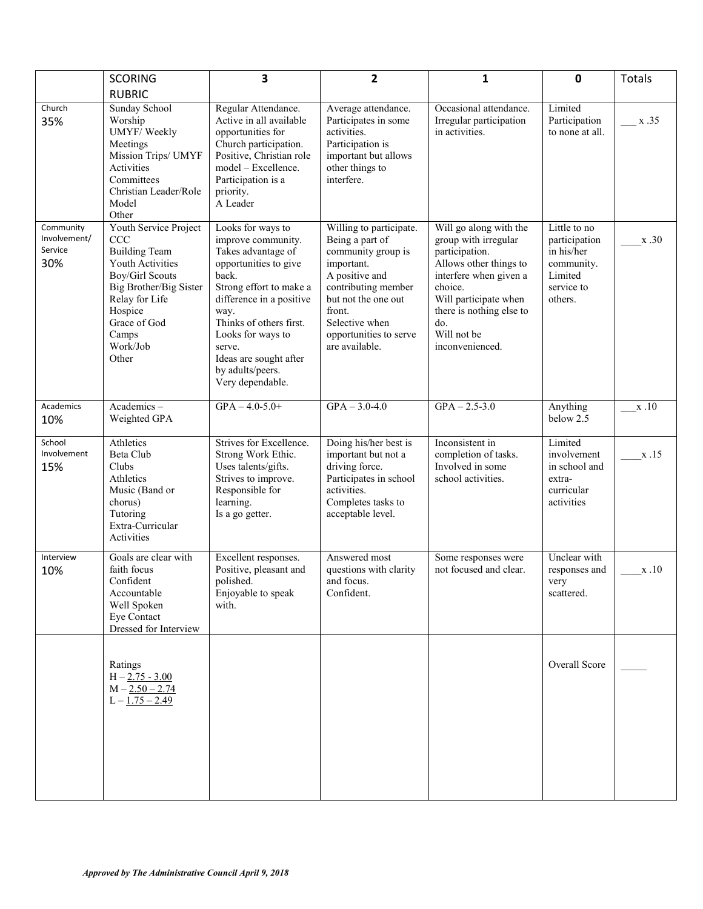| | SCORING RUBRIC | 3 | 2 | 1 | 0 | Totals |
|---|---|---|---|---|---|---|
| Church 35% | Sunday School<br>Worship<br>UMYF/ Weekly Meetings<br>Mission Trips/ UMYF Activities<br>Committees<br>Christian Leader/Role Model<br>Other | Regular Attendance.<br>Active in all available opportunities for Church participation.<br>Positive, Christian role model – Excellence.<br>Participation is a priority.<br>A Leader | Average attendance.<br>Participates in some activities.<br>Participation is important but allows other things to interfere. | Occasional attendance.<br>Irregular participation in activities. | Limited Participation to none at all. | ___ x .35 |
| Community Involvement/ Service 30% | Youth Service Project<br>CCC<br>Building Team<br>Youth Activities<br>Boy/Girl Scouts<br>Big Brother/Big Sister<br>Relay for Life<br>Hospice<br>Grace of God<br>Camps<br>Work/Job<br>Other | Looks for ways to improve community.<br>Takes advantage of opportunities to give back.<br>Strong effort to make a difference in a positive way.<br>Thinks of others first.<br>Looks for ways to serve.<br>Ideas are sought after by adults/peers.<br>Very dependable. | Willing to participate.<br>Being a part of community group is important.<br>A positive and contributing member but not the one out front.<br>Selective when opportunities to serve are available. | Will go along with the group with irregular participation.<br>Allows other things to interfere when given a choice.<br>Will participate when there is nothing else to do.<br>Will not be inconvenienced. | Little to no participation in his/her community.<br>Limited service to others. | ____x .30 |
| Academics 10% | Academics – Weighted GPA | GPA – 4.0-5.0+ | GPA – 3.0-4.0 | GPA – 2.5-3.0 | Anything below 2.5 | ___x .10 |
| School Involvement 15% | Athletics<br>Beta Club<br>Clubs<br>Athletics<br>Music (Band or chorus)<br>Tutoring<br>Extra-Curricular Activities | Strives for Excellence.<br>Strong Work Ethic.<br>Uses talents/gifts.<br>Strives to improve.<br>Responsible for learning.<br>Is a go getter. | Doing his/her best is important but not a driving force.<br>Participates in school activities.<br>Completes tasks to acceptable level. | Inconsistent in completion of tasks.<br>Involved in some school activities. | Limited involvement in school and extra-curricular activities | ____x .15 |
| Interview 10% | Goals are clear with faith focus<br>Confident<br>Accountable<br>Well Spoken<br>Eye Contact<br>Dressed for Interview | Excellent responses.<br>Positive, pleasant and polished.<br>Enjoyable to speak with. | Answered most questions with clarity and focus.<br>Confident. | Some responses were not focused and clear. | Unclear with responses and very scattered. | ____x .10 |
| | Ratings<br>H – 2.75 - 3.00<br>M – 2.50 – 2.74<br>L – 1.75 – 2.49 | | | | Overall Score | _____ |

***Approved by The Administrative Council April 9, 2018***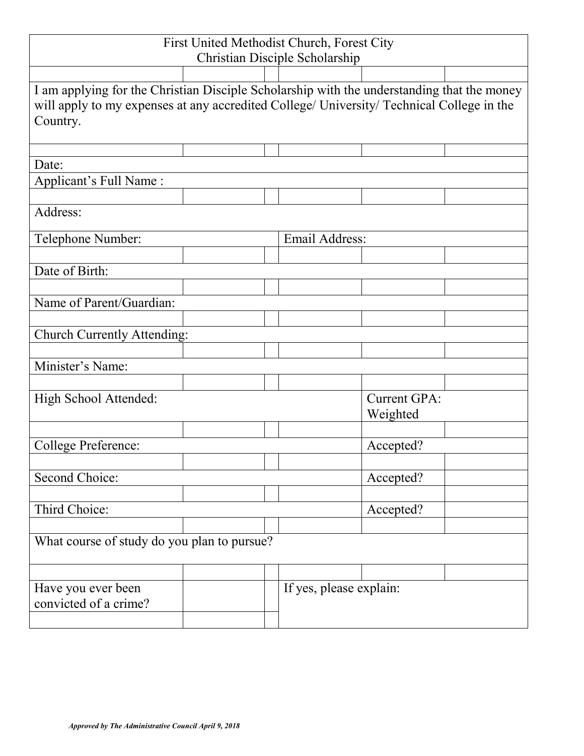First United Methodist Church, Forest City
Christian Disciple Scholarship

I am applying for the Christian Disciple Scholarship with the understanding that the money will apply to my expenses at any accredited College/ University/ Technical College in the Country.

| | | |
|---|---|---|
| Date: | | |
| Applicant's Full Name : | | |
| Address: | | |
| Telephone Number: | Email Address: | |
| Date of Birth: | | |
| Name of Parent/Guardian: | | |
| Church Currently Attending: | | |
| Minister's Name: | | |
| High School Attended: | Current GPA: Weighted | |
| College Preference: | Accepted? | |
| Second Choice: | Accepted? | |
| Third Choice: | Accepted? | |
| What course of study do you plan to pursue? | | |
| Have you ever been convicted of a crime? | | If yes, please explain: |

*Approved by The Administrative Council April 9, 2018*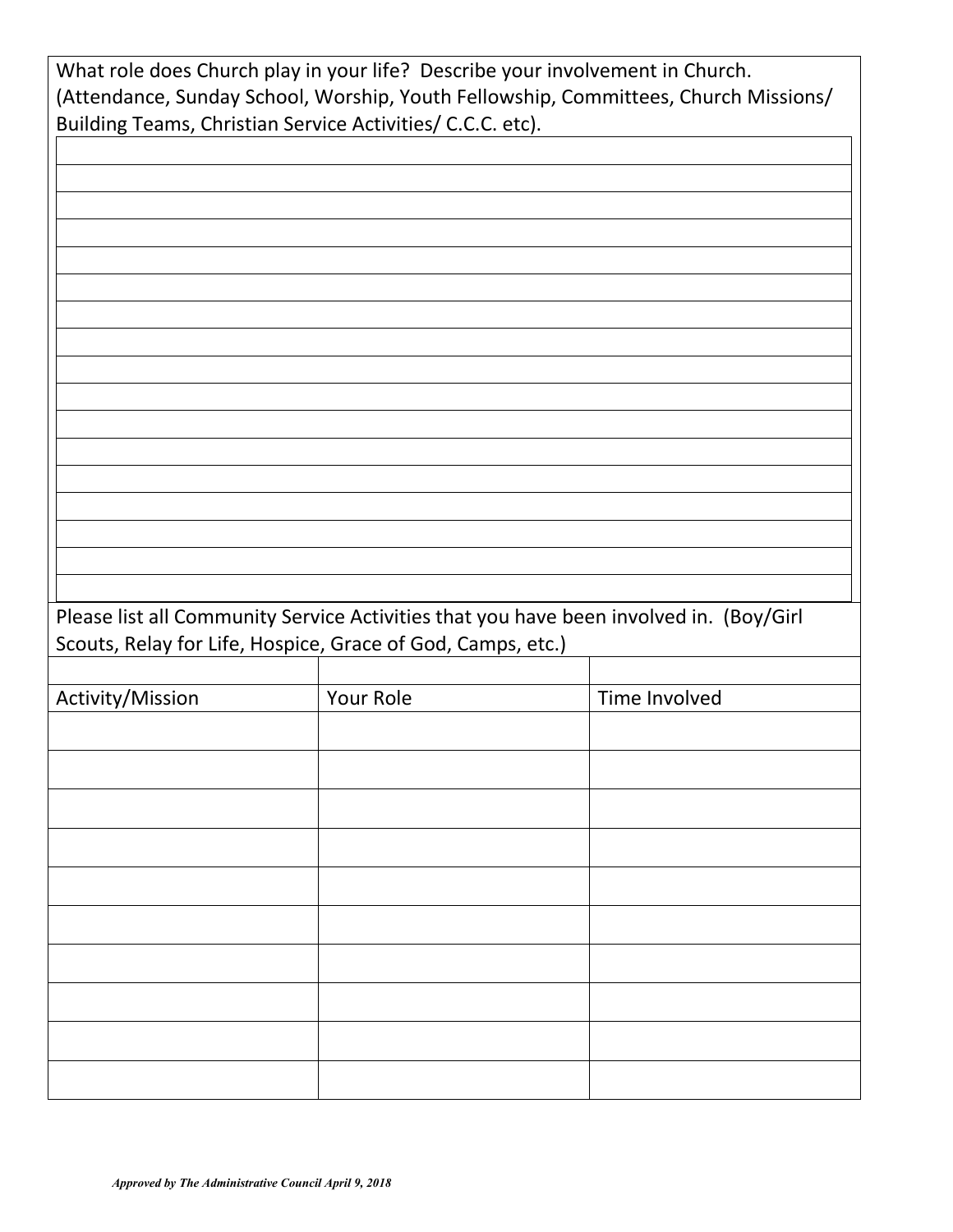What role does Church play in your life? Describe your involvement in Church. (Attendance, Sunday School, Worship, Youth Fellowship, Committees, Church Missions/ Building Teams, Christian Service Activities/ C.C.C. etc).

Please list all Community Service Activities that you have been involved in. (Boy/Girl Scouts, Relay for Life, Hospice, Grace of God, Camps, etc.)

| Activity/Mission | Your Role | Time Involved |
|---|---|---|
| | | |
| | | |
| | | |
| | | |
| | | |
| | | |
| | | |
| | | |
| | | |
| | | |

***Approved by The Administrative Council April 9, 2018***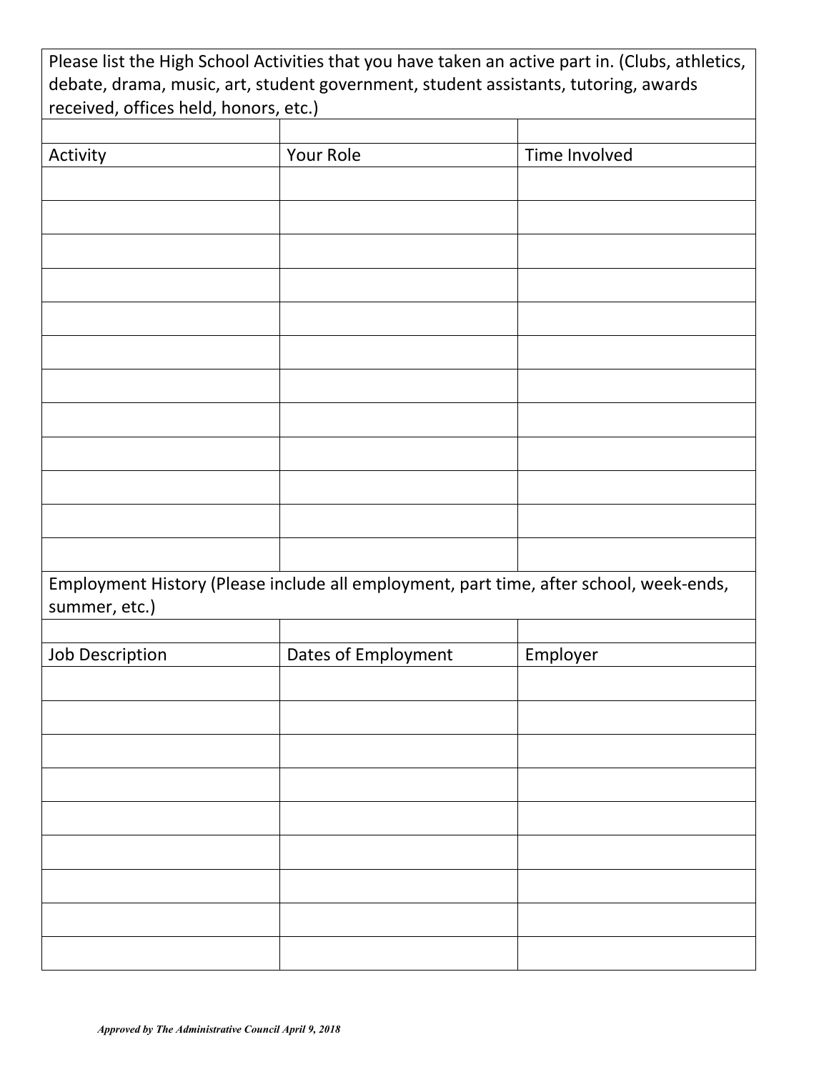Please list the High School Activities that you have taken an active part in. (Clubs, athletics, debate, drama, music, art, student government, student assistants, tutoring, awards received, offices held, honors, etc.)

| Activity | Your Role | Time Involved |
|---|---|---|
| | | |
| | | |
| | | |
| | | |
| | | |
| | | |
| | | |
| | | |
| | | |
| | | |
| | | |
| | | |

Employment History (Please include all employment, part time, after school, week-ends, summer, etc.)

| Job Description | Dates of Employment | Employer |
|---|---|---|
| | | |
| | | |
| | | |
| | | |
| | | |
| | | |
| | | |
| | | |
| | | |

***Approved by The Administrative Council April 9, 2018***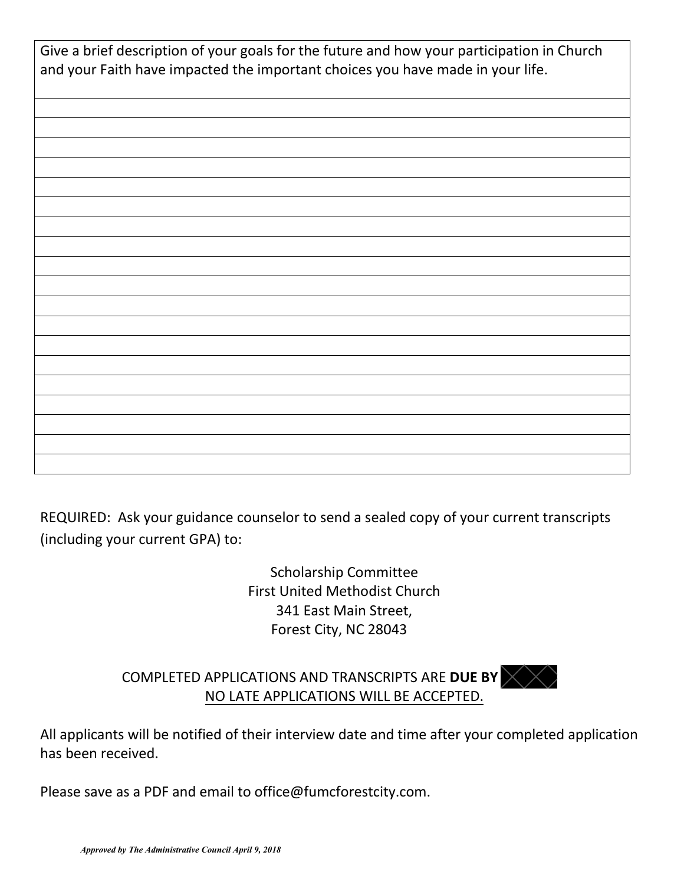| Give a brief description of your goals for the future and how your participation in Church and your Faith have impacted the important choices you have made in your life. |
| --- |
| |
| |
| |
| |
| |
| |
| |
| |
| |
| |
| |
| |
| |
| |
| |
| |
| |
| |
| |

REQUIRED: Ask your guidance counselor to send a sealed copy of your current transcripts (including your current GPA) to:

Scholarship Committee
First United Methodist Church
341 East Main Street,
Forest City, NC 28043

COMPLETED APPLICATIONS AND TRANSCRIPTS ARE **DUE BY**
NO LATE APPLICATIONS WILL BE ACCEPTED.

All applicants will be notified of their interview date and time after your completed application has been received.

Please save as a PDF and email to office@fumcforestcity.com.

*Approved by The Administrative Council April 9, 2018*